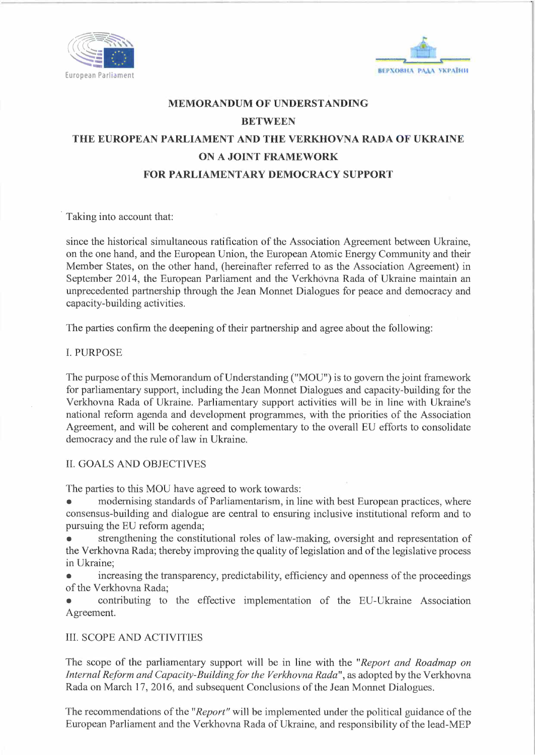European Parliament

ВЕРХОВНА РАДА УКРАЇНИ

# MEMORANDUM OF UNDERSTANDING
# BETWEEN
# THE EUROPEAN PARLIAMENT AND THE VERKHOVNA RADA OF UKRAINE
# ON A JOINT FRAMEWORK
# FOR PARLIAMENTARY DEMOCRACY SUPPORT

Taking into account that:

since the historical simultaneous ratification of the Association Agreement between Ukraine, on the one hand, and the European Union, the European Atomic Energy Community and their Member States, on the other hand, (hereinafter referred to as the Association Agreement) in September 2014, the European Parliament and the Verkhovna Rada of Ukraine maintain an unprecedented partnership through the Jean Monnet Dialogues for peace and democracy and capacity-building activities.

The parties confirm the deepening of their partnership and agree about the following:

## I. PURPOSE

The purpose of this Memorandum of Understanding ("MOU") is to govern the joint framework for parliamentary support, including the Jean Monnet Dialogues and capacity-building for the Verkhovna Rada of Ukraine. Parliamentary support activities will be in line with Ukraine's national reform agenda and development programmes, with the priorities of the Association Agreement, and will be coherent and complementary to the overall EU efforts to consolidate democracy and the rule of law in Ukraine.

## II. GOALS AND OBJECTIVES

The parties to this MOU have agreed to work towards:

- modernising standards of Parliamentarism, in line with best European practices, where consensus-building and dialogue are central to ensuring inclusive institutional reform and to pursuing the EU reform agenda;
- strengthening the constitutional roles of law-making, oversight and representation of the Verkhovna Rada; thereby improving the quality of legislation and of the legislative process in Ukraine;
- increasing the transparency, predictability, efficiency and openness of the proceedings of the Verkhovna Rada;
- contributing to the effective implementation of the EU-Ukraine Association Agreement.

## III. SCOPE AND ACTIVITIES

The scope of the parliamentary support will be in line with the "*Report and Roadmap on Internal Reform and Capacity-Building for the Verkhovna Rada*", as adopted by the Verkhovna Rada on March 17, 2016, and subsequent Conclusions of the Jean Monnet Dialogues.

The recommendations of the "*Report*" will be implemented under the political guidance of the European Parliament and the Verkhovna Rada of Ukraine, and responsibility of the lead-MEP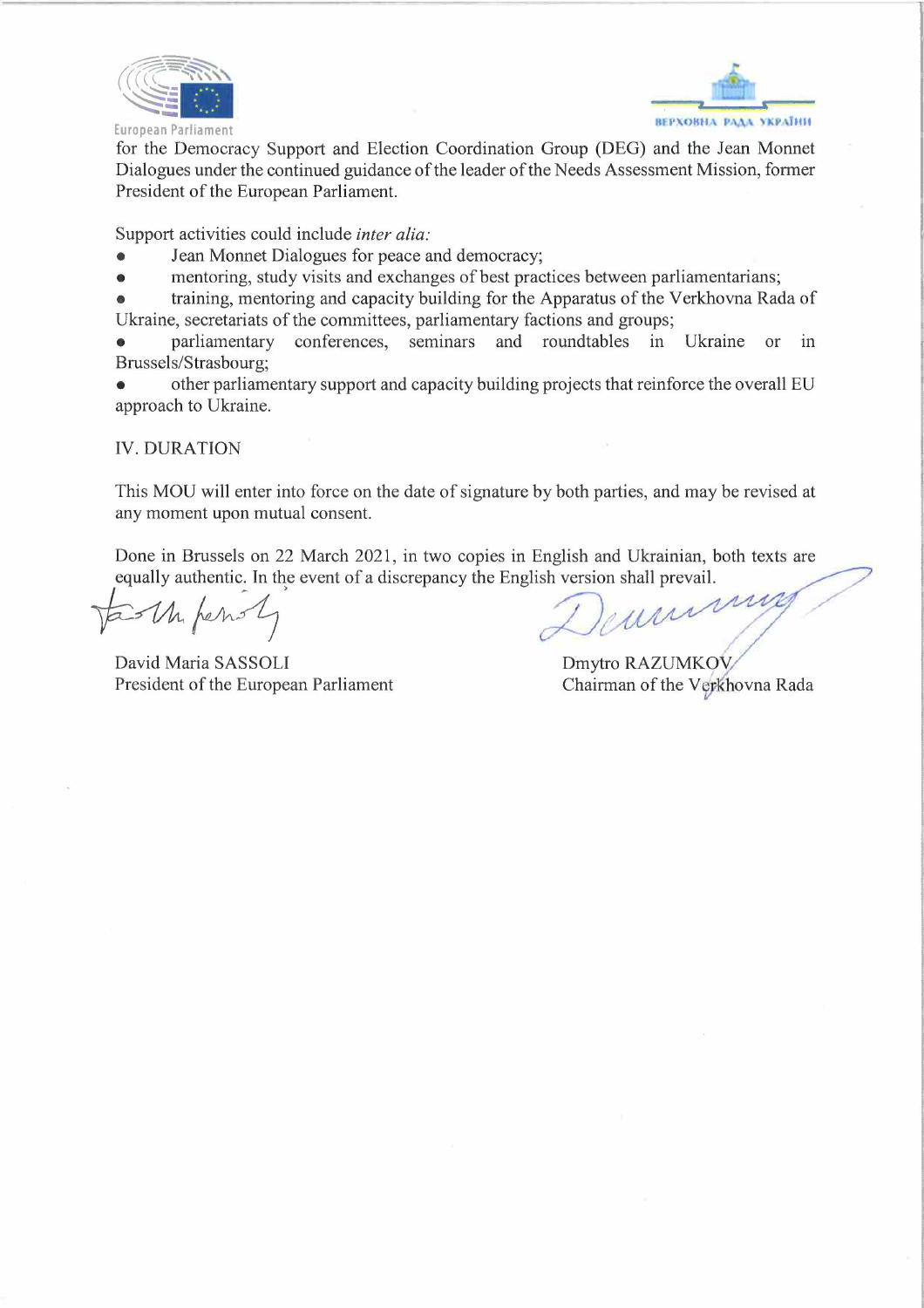for the Democracy Support and Election Coordination Group (DEG) and the Jean Monnet Dialogues under the continued guidance of the leader of the Needs Assessment Mission, former President of the European Parliament.

Support activities could include *inter alia:*

- Jean Monnet Dialogues for peace and democracy;
- mentoring, study visits and exchanges of best practices between parliamentarians;
- training, mentoring and capacity building for the Apparatus of the Verkhovna Rada of Ukraine, secretariats of the committees, parliamentary factions and groups;
- parliamentary conferences, seminars and roundtables in Ukraine or in Brussels/Strasbourg;
- other parliamentary support and capacity building projects that reinforce the overall EU approach to Ukraine.

## IV. DURATION

This MOU will enter into force on the date of signature by both parties, and may be revised at any moment upon mutual consent.

Done in Brussels on 22 March 2021, in two copies in English and Ukrainian, both texts are equally authentic. In the event of a discrepancy the English version shall prevail.

David Maria SASSOLI
President of the European Parliament

Dmytro RAZUMKOV
Chairman of the Verkhovna Rada